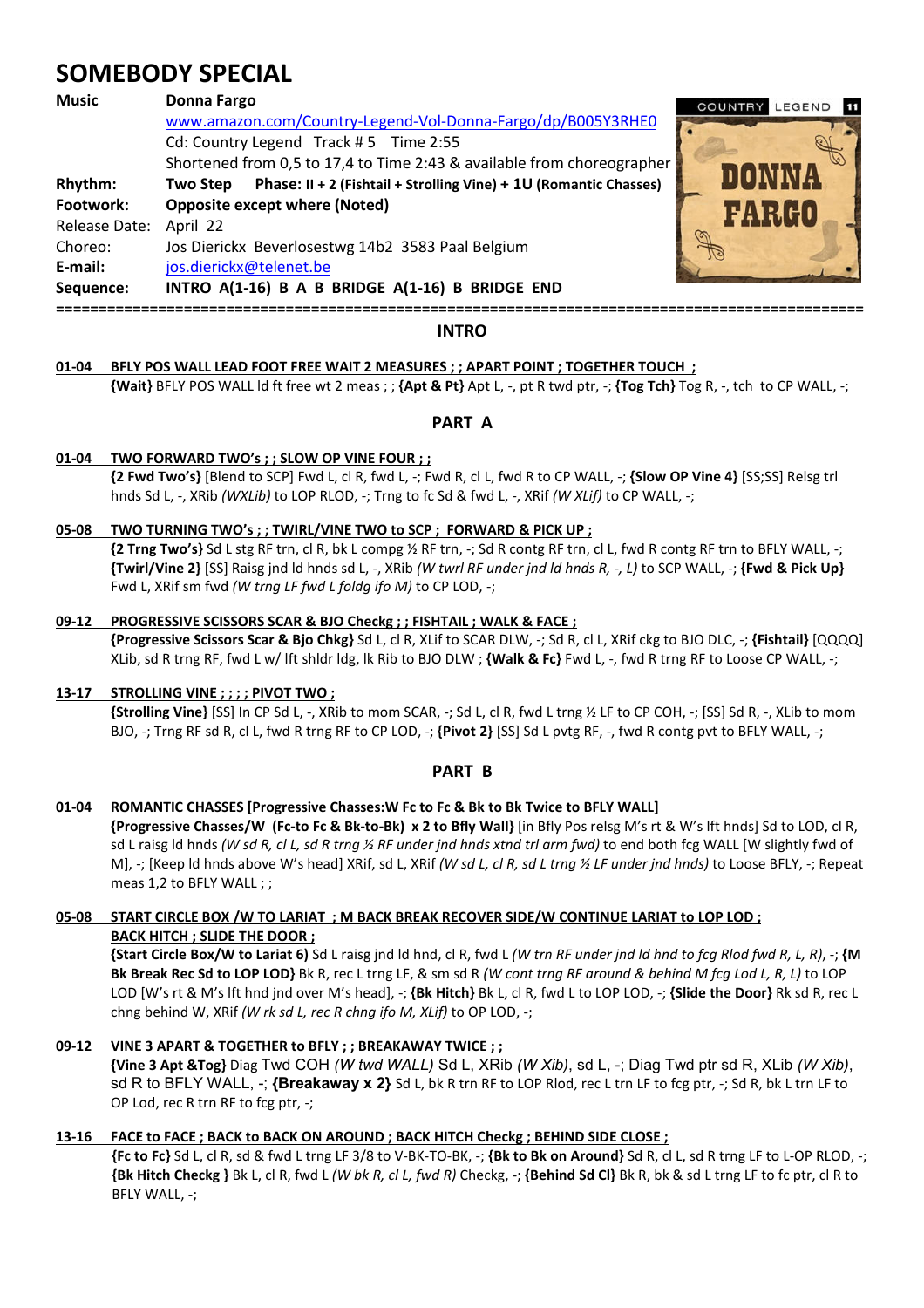# SOMEBODY SPECIAL

| | |
|---|---|
| **Music** | **Donna Fargo** |
| | www.amazon.com/Country-Legend-Vol-Donna-Fargo/dp/B005Y3RHE0 |
| | Cd: Country Legend Track # 5 Time 2:55 |
| | Shortened from 0,5 to 17,4 to Time 2:43 & available from choreographer |
| **Rhythm:** | **Two Step Phase: II + 2 (Fishtail + Strolling Vine) + 1U (Romantic Chasses)** |
| **Footwork:** | **Opposite except where (Noted)** |
| Release Date: | April 22 |
| Choreo: | Jos Dierickx Beverlosestwg 14b2 3583 Paal Belgium |
| **E-mail:** | jos.dierickx@telenet.be |
| **Sequence:** | **INTRO A(1-16) B A B BRIDGE A(1-16) B BRIDGE END** |

## INTRO

**01-04 BFLY POS WALL LEAD FOOT FREE WAIT 2 MEASURES ; ; APART POINT ; TOGETHER TOUCH ;**
**{Wait}** BFLY POS WALL ld ft free wt 2 meas ; ; **{Apt & Pt}** Apt L, -, pt R twd ptr, -; **{Tog Tch}** Tog R, -, tch to CP WALL, -;

## PART A

**01-04 TWO FORWARD TWO's ; ; SLOW OP VINE FOUR ; ;**
**{2 Fwd Two's}** [Blend to SCP] Fwd L, cl R, fwd L, -; Fwd R, cl L, fwd R to CP WALL, -; **{Slow OP Vine 4}** [SS;SS] Relsg trl hnds Sd L, -, XRib *(WXLib)* to LOP RLOD, -; Trng to fc Sd & fwd L, -, XRif *(W XLif)* to CP WALL, -;

**05-08 TWO TURNING TWO's ; ; TWIRL/VINE TWO to SCP ; FORWARD & PICK UP ;**
**{2 Trng Two's}** Sd L stg RF trn, cl R, bk L compg ½ RF trn, -; Sd R contg RF trn, cl L, fwd R contg RF trn to BFLY WALL, -; **{Twirl/Vine 2}** [SS] Raisg jnd ld hnds sd L, -, XRib *(W twrl RF under jnd ld hnds R, -, L)* to SCP WALL, -; **{Fwd & Pick Up}** Fwd L, XRif sm fwd *(W trng LF fwd L foldg ifo M)* to CP LOD, -;

**09-12 PROGRESSIVE SCISSORS SCAR & BJO Checkg ; ; FISHTAIL ; WALK & FACE ;**
**{Progressive Scissors Scar & Bjo Chkg}** Sd L, cl R, XLif to SCAR DLW, -; Sd R, cl L, XRif ckg to BJO DLC, -; **{Fishtail}** [QQQQ] XLib, sd R trng RF, fwd L w/ lft shldr ldg, lk Rib to BJO DLW ; **{Walk & Fc}** Fwd L, -, fwd R trng RF to Loose CP WALL, -;

**13-17 STROLLING VINE ; ; ; ; PIVOT TWO ;**
**{Strolling Vine}** [SS] In CP Sd L, -, XRib to mom SCAR, -; Sd L, cl R, fwd L trng ½ LF to CP COH, -; [SS] Sd R, -, XLib to mom BJO, -; Trng RF sd R, cl L, fwd R trng RF to CP LOD, -; **{Pivot 2}** [SS] Sd L pvtg RF, -, fwd R contg pvt to BFLY WALL, -;

## PART B

**01-04 ROMANTIC CHASSES [Progressive Chasses:W Fc to Fc & Bk to Bk Twice to BFLY WALL]**
**{Progressive Chasses/W (Fc-to Fc & Bk-to-Bk) x 2 to Bfly Wall}** [in Bfly Pos relsg M's rt & W's lft hnds] Sd to LOD, cl R, sd L raisg ld hnds *(W sd R, cl L, sd R trng ½ RF under jnd hnds xtnd trl arm fwd)* to end both fcg WALL [W slightly fwd of M], -; [Keep ld hnds above W's head] XRif, sd L, XRif *(W sd L, cl R, sd L trng ½ LF under jnd hnds)* to Loose BFLY, -; Repeat meas 1,2 to BFLY WALL ; ;

**05-08 START CIRCLE BOX /W TO LARIAT ; M BACK BREAK RECOVER SIDE/W CONTINUE LARIAT to LOP LOD ; BACK HITCH ; SLIDE THE DOOR ;**
**{Start Circle Box/W to Lariat 6}** Sd L raisg jnd ld hnd, cl R, fwd L *(W trn RF under jnd ld hnd to fcg Rlod fwd R, L, R)*, -; **{M Bk Break Rec Sd to LOP LOD}** Bk R, rec L trng LF, & sm sd R *(W cont trng RF around & behind M fcg Lod L, R, L)* to LOP LOD [W's rt & M's lft hnd jnd over M's head], -; **{Bk Hitch}** Bk L, cl R, fwd L to LOP LOD, -; **{Slide the Door}** Rk sd R, rec L chng behind W, XRif *(W rk sd L, rec R chng ifo M, XLif)* to OP LOD, -;

**09-12 VINE 3 APART & TOGETHER to BFLY ; ; BREAKAWAY TWICE ; ;**
**{Vine 3 Apt &Tog}** Diag Twd COH *(W twd WALL)* Sd L, XRib *(W Xib)*, sd L, -; Diag Twd ptr sd R, XLib *(W Xib)*, sd R to BFLY WALL, -; **{Breakaway x 2}** Sd L, bk R trn RF to LOP Rlod, rec L trn LF to fcg ptr, -; Sd R, bk L trn LF to OP Lod, rec R trn RF to fcg ptr, -;

**13-16 FACE to FACE ; BACK to BACK ON AROUND ; BACK HITCH Checkg ; BEHIND SIDE CLOSE ;**
**{Fc to Fc}** Sd L, cl R, sd & fwd L trng LF 3/8 to V-BK-TO-BK, -; **{Bk to Bk on Around}** Sd R, cl L, sd R trng LF to L-OP RLOD, -; **{Bk Hitch Checkg }** Bk L, cl R, fwd L *(W bk R, cl L, fwd R)* Checkg, -; **{Behind Sd Cl}** Bk R, bk & sd L trng LF to fc ptr, cl R to BFLY WALL, -;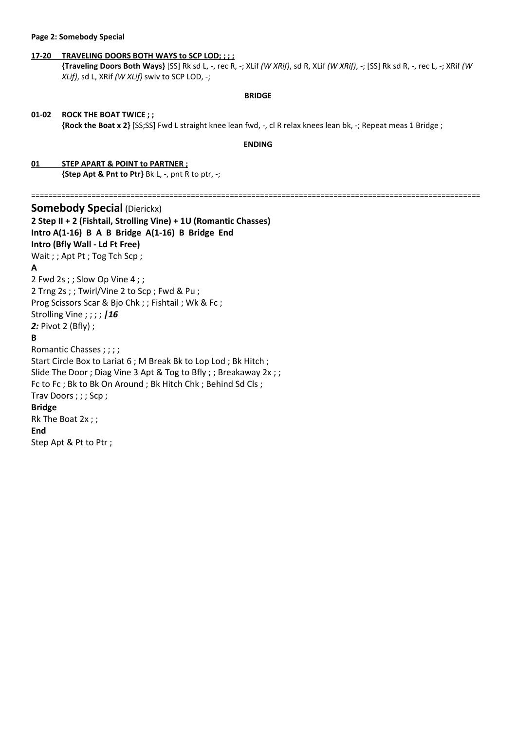**17-20 TRAVELING DOORS BOTH WAYS to SCP LOD; ; ; ;**

**{Traveling Doors Both Ways}** [SS] Rk sd L, -, rec R, -; XLif *(W XRif)*, sd R, XLif *(W XRif)*, -; [SS] Rk sd R, -, rec L, -; XRif *(W XLif)*, sd L, XRif *(W XLif)* swiv to SCP LOD, -;

**BRIDGE**

**01-02 ROCK THE BOAT TWICE ; ;**

**{Rock the Boat x 2}** [SS;SS] Fwd L straight knee lean fwd, -, cl R relax knees lean bk, -; Repeat meas 1 Bridge ;

**ENDING**

**01 STEP APART & POINT to PARTNER ;**

**{Step Apt & Pnt to Ptr}** Bk L, -, pnt R to ptr, -;

==========================================================================================================

## Somebody Special (Dierickx)

**2 Step II + 2 (Fishtail, Strolling Vine) + 1U (Romantic Chasses)**
**Intro A(1-16) B A B Bridge A(1-16) B Bridge End**
**Intro (Bfly Wall - Ld Ft Free)**
Wait ; ; Apt Pt ; Tog Tch Scp ;
**A**
2 Fwd 2s ; ; Slow Op Vine 4 ; ;
2 Trng 2s ; ; Twirl/Vine 2 to Scp ; Fwd & Pu ;
Prog Scissors Scar & Bjo Chk ; ; Fishtail ; Wk & Fc ;
Strolling Vine ; ; ; ; ***|16***
***2:*** Pivot 2 (Bfly) ;
**B**
Romantic Chasses ; ; ; ;
Start Circle Box to Lariat 6 ; M Break Bk to Lop Lod ; Bk Hitch ;
Slide The Door ; Diag Vine 3 Apt & Tog to Bfly ; ; Breakaway 2x ; ;
Fc to Fc ; Bk to Bk On Around ; Bk Hitch Chk ; Behind Sd Cls ;
Trav Doors ; ; ; Scp ;
**Bridge**
Rk The Boat 2x ; ;
**End**
Step Apt & Pt to Ptr ;